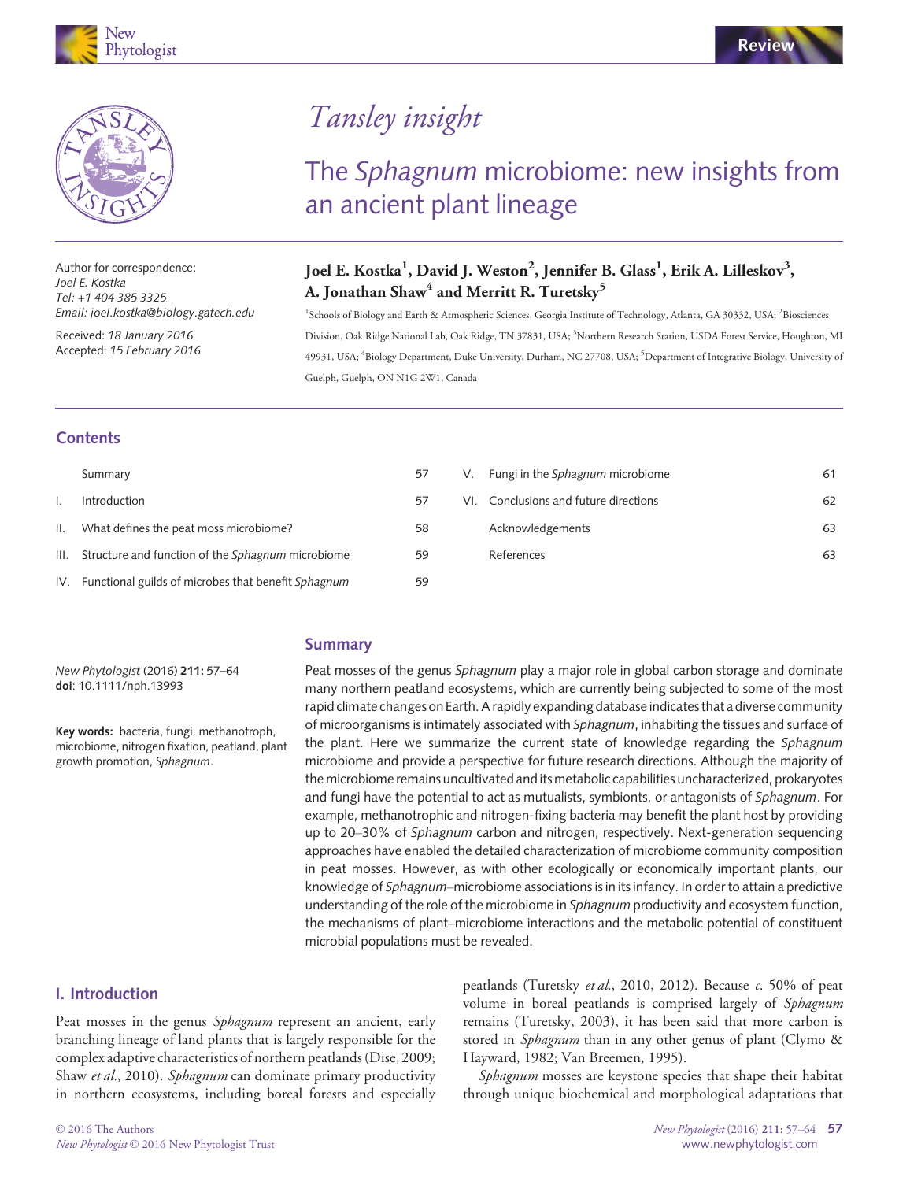# Tansley insight

## The *Sphagnum* microbiome: new insights from an ancient plant lineage

**Joel E. Kostka[1], David J. Weston[2], Jennifer B. Glass[1], Erik A. Lilleskov[3], A. Jonathan Shaw[4] and Merritt R. Turetsky[5]**

[1]Schools of Biology and Earth & Atmospheric Sciences, Georgia Institute of Technology, Atlanta, GA 30332, USA; [2]Biosciences Division, Oak Ridge National Lab, Oak Ridge, TN 37831, USA; [3]Northern Research Station, USDA Forest Service, Houghton, MI 49931, USA; [4]Biology Department, Duke University, Durham, NC 27708, USA; [5]Department of Integrative Biology, University of Guelph, Guelph, ON N1G 2W1, Canada

Author for correspondence:
*Joel E. Kostka*
*Tel: +1 404 385 3325*
*Email: joel.kostka@biology.gatech.edu*

Received: *18 January 2016*
Accepted: *15 February 2016*

*New Phytologist* (2016) **211:** 57–64
**doi**: 10.1111/nph.13993

**Key words:** bacteria, fungi, methanotroph, microbiome, nitrogen fixation, peatland, plant growth promotion, *Sphagnum*.

### Contents

| | | |
|---|---|---|
| | Summary | 57 |
| I. | Introduction | 57 |
| II. | What defines the peat moss microbiome? | 58 |
| III. | Structure and function of the *Sphagnum* microbiome | 59 |
| IV. | Functional guilds of microbes that benefit *Sphagnum* | 59 |
| V. | Fungi in the *Sphagnum* microbiome | 61 |
| VI. | Conclusions and future directions | 62 |
| | Acknowledgements | 63 |
| | References | 63 |

### Summary

Peat mosses of the genus *Sphagnum* play a major role in global carbon storage and dominate many northern peatland ecosystems, which are currently being subjected to some of the most rapid climate changes on Earth. A rapidly expanding database indicates that a diverse community of microorganisms is intimately associated with *Sphagnum*, inhabiting the tissues and surface of the plant. Here we summarize the current state of knowledge regarding the *Sphagnum* microbiome and provide a perspective for future research directions. Although the majority of the microbiome remains uncultivated and its metabolic capabilities uncharacterized, prokaryotes and fungi have the potential to act as mutualists, symbionts, or antagonists of *Sphagnum*. For example, methanotrophic and nitrogen-fixing bacteria may benefit the plant host by providing up to 20–30% of *Sphagnum* carbon and nitrogen, respectively. Next-generation sequencing approaches have enabled the detailed characterization of microbiome community composition in peat mosses. However, as with other ecologically or economically important plants, our knowledge of *Sphagnum*–microbiome associations is in its infancy. In order to attain a predictive understanding of the role of the microbiome in *Sphagnum* productivity and ecosystem function, the mechanisms of plant–microbiome interactions and the metabolic potential of constituent microbial populations must be revealed.

### I. Introduction

Peat mosses in the genus *Sphagnum* represent an ancient, early branching lineage of land plants that is largely responsible for the complex adaptive characteristics of northern peatlands (Dise, 2009; Shaw *et al.*, 2010). *Sphagnum* can dominate primary productivity in northern ecosystems, including boreal forests and especially peatlands (Turetsky *et al.*, 2010, 2012). Because *c*. 50% of peat volume in boreal peatlands is comprised largely of *Sphagnum* remains (Turetsky, 2003), it has been said that more carbon is stored in *Sphagnum* than in any other genus of plant (Clymo & Hayward, 1982; Van Breemen, 1995).

*Sphagnum* mosses are keystone species that shape their habitat through unique biochemical and morphological adaptations that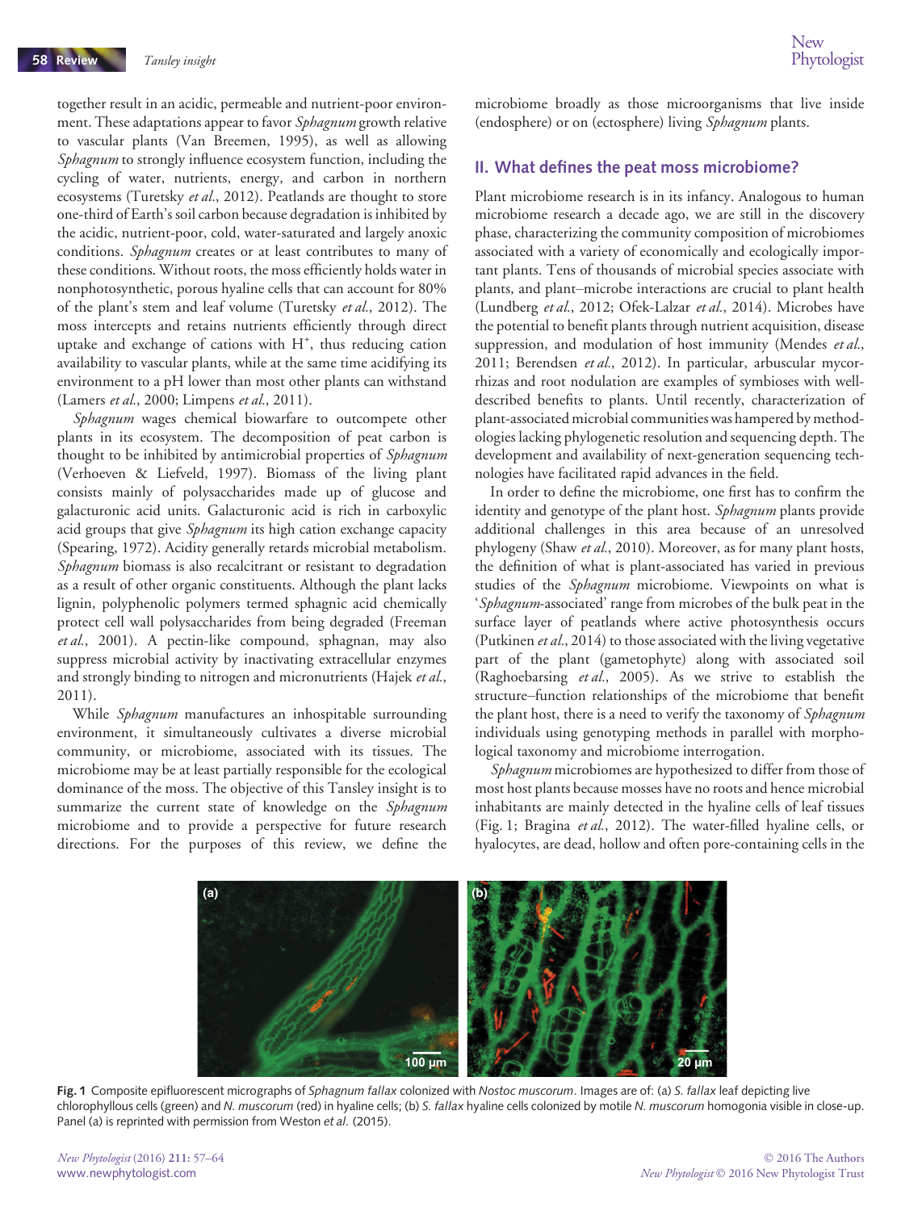together result in an acidic, permeable and nutrient-poor environment. These adaptations appear to favor *Sphagnum* growth relative to vascular plants (Van Breemen, 1995), as well as allowing *Sphagnum* to strongly influence ecosystem function, including the cycling of water, nutrients, energy, and carbon in northern ecosystems (Turetsky *et al.*, 2012). Peatlands are thought to store one-third of Earth's soil carbon because degradation is inhibited by the acidic, nutrient-poor, cold, water-saturated and largely anoxic conditions. *Sphagnum* creates or at least contributes to many of these conditions. Without roots, the moss efficiently holds water in nonphotosynthetic, porous hyaline cells that can account for 80% of the plant's stem and leaf volume (Turetsky *et al.*, 2012). The moss intercepts and retains nutrients efficiently through direct uptake and exchange of cations with $H^+$, thus reducing cation availability to vascular plants, while at the same time acidifying its environment to a pH lower than most other plants can withstand (Lamers *et al.*, 2000; Limpens *et al.*, 2011).

*Sphagnum* wages chemical biowarfare to outcompete other plants in its ecosystem. The decomposition of peat carbon is thought to be inhibited by antimicrobial properties of *Sphagnum* (Verhoeven & Liefveld, 1997). Biomass of the living plant consists mainly of polysaccharides made up of glucose and galacturonic acid units. Galacturonic acid is rich in carboxylic acid groups that give *Sphagnum* its high cation exchange capacity (Spearing, 1972). Acidity generally retards microbial metabolism. *Sphagnum* biomass is also recalcitrant or resistant to degradation as a result of other organic constituents. Although the plant lacks lignin, polyphenolic polymers termed sphagnic acid chemically protect cell wall polysaccharides from being degraded (Freeman *et al.*, 2001). A pectin-like compound, sphagnan, may also suppress microbial activity by inactivating extracellular enzymes and strongly binding to nitrogen and micronutrients (Hajek *et al.*, 2011).

While *Sphagnum* manufactures an inhospitable surrounding environment, it simultaneously cultivates a diverse microbial community, or microbiome, associated with its tissues. The microbiome may be at least partially responsible for the ecological dominance of the moss. The objective of this Tansley insight is to summarize the current state of knowledge on the *Sphagnum* microbiome and to provide a perspective for future research directions. For the purposes of this review, we define the microbiome broadly as those microorganisms that live inside (endosphere) or on (ectosphere) living *Sphagnum* plants.

## II. What defines the peat moss microbiome?

Plant microbiome research is in its infancy. Analogous to human microbiome research a decade ago, we are still in the discovery phase, characterizing the community composition of microbiomes associated with a variety of economically and ecologically important plants. Tens of thousands of microbial species associate with plants, and plant–microbe interactions are crucial to plant health (Lundberg *et al.*, 2012; Ofek-Lalzar *et al.*, 2014). Microbes have the potential to benefit plants through nutrient acquisition, disease suppression, and modulation of host immunity (Mendes *et al.*, 2011; Berendsen *et al.*, 2012). In particular, arbuscular mycorrhizas and root nodulation are examples of symbioses with well-described benefits to plants. Until recently, characterization of plant-associated microbial communities was hampered by methodologies lacking phylogenetic resolution and sequencing depth. The development and availability of next-generation sequencing technologies have facilitated rapid advances in the field.

In order to define the microbiome, one first has to confirm the identity and genotype of the plant host. *Sphagnum* plants provide additional challenges in this area because of an unresolved phylogeny (Shaw *et al.*, 2010). Moreover, as for many plant hosts, the definition of what is plant-associated has varied in previous studies of the *Sphagnum* microbiome. Viewpoints on what is '*Sphagnum*-associated' range from microbes of the bulk peat in the surface layer of peatlands where active photosynthesis occurs (Putkinen *et al.*, 2014) to those associated with the living vegetative part of the plant (gametophyte) along with associated soil (Raghoebarsing *et al.*, 2005). As we strive to establish the structure–function relationships of the microbiome that benefit the plant host, there is a need to verify the taxonomy of *Sphagnum* individuals using genotyping methods in parallel with morphological taxonomy and microbiome interrogation.

*Sphagnum* microbiomes are hypothesized to differ from those of most host plants because mosses have no roots and hence microbial inhabitants are mainly detected in the hyaline cells of leaf tissues (Fig. 1; Bragina *et al.*, 2012). The water-filled hyaline cells, or hyalocytes, are dead, hollow and often pore-containing cells in the

**Fig. 1** Composite epifluorescent micrographs of *Sphagnum fallax* colonized with *Nostoc muscorum*. Images are of: (a) *S. fallax* leaf depicting live chlorophyllous cells (green) and *N. muscorum* (red) in hyaline cells; (b) *S. fallax* hyaline cells colonized by motile *N. muscorum* homogonia visible in close-up. Panel (a) is reprinted with permission from Weston *et al.* (2015).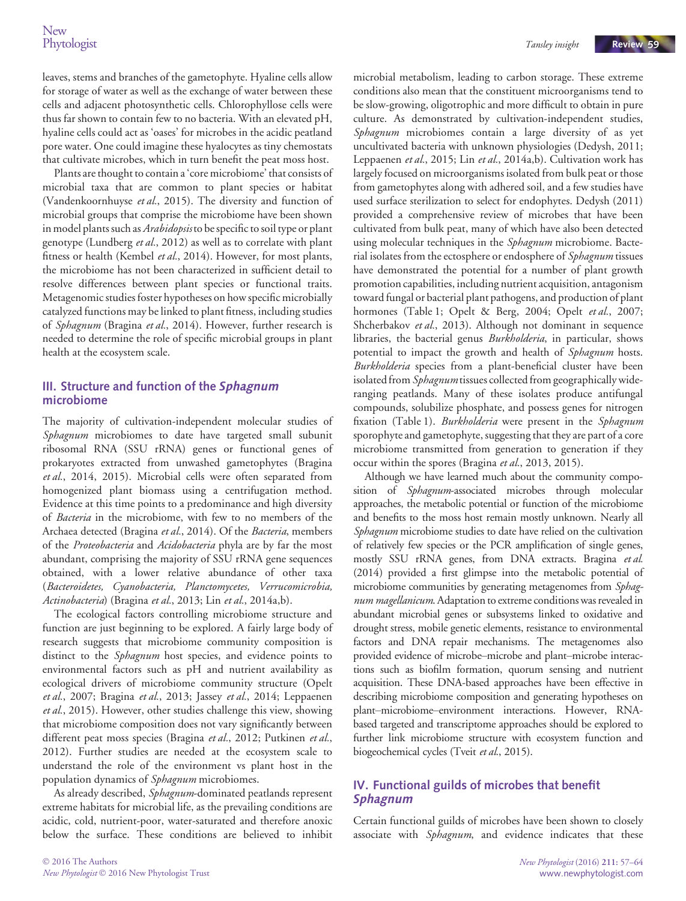leaves, stems and branches of the gametophyte. Hyaline cells allow for storage of water as well as the exchange of water between these cells and adjacent photosynthetic cells. Chlorophyllose cells were thus far shown to contain few to no bacteria. With an elevated pH, hyaline cells could act as 'oases' for microbes in the acidic peatland pore water. One could imagine these hyalocytes as tiny chemostats that cultivate microbes, which in turn benefit the peat moss host.

Plants are thought to contain a 'core microbiome' that consists of microbial taxa that are common to plant species or habitat (Vandenkoornhuyse *et al.*, 2015). The diversity and function of microbial groups that comprise the microbiome have been shown in model plants such as *Arabidopsis* to be specific to soil type or plant genotype (Lundberg *et al.*, 2012) as well as to correlate with plant fitness or health (Kembel *et al.*, 2014). However, for most plants, the microbiome has not been characterized in sufficient detail to resolve differences between plant species or functional traits. Metagenomic studies foster hypotheses on how specific microbially catalyzed functions may be linked to plant fitness, including studies of *Sphagnum* (Bragina *et al.*, 2014). However, further research is needed to determine the role of specific microbial groups in plant health at the ecosystem scale.

## III. Structure and function of the *Sphagnum* microbiome

The majority of cultivation-independent molecular studies of *Sphagnum* microbiomes to date have targeted small subunit ribosomal RNA (SSU rRNA) genes or functional genes of prokaryotes extracted from unwashed gametophytes (Bragina *et al.*, 2014, 2015). Microbial cells were often separated from homogenized plant biomass using a centrifugation method. Evidence at this time points to a predominance and high diversity of *Bacteria* in the microbiome, with few to no members of the Archaea detected (Bragina *et al.*, 2014). Of the *Bacteria*, members of the *Proteobacteria* and *Acidobacteria* phyla are by far the most abundant, comprising the majority of SSU rRNA gene sequences obtained, with a lower relative abundance of other taxa (*Bacteroidetes, Cyanobacteria, Planctomycetes, Verrucomicrobia, Actinobacteria*) (Bragina *et al.*, 2013; Lin *et al.*, 2014a,b).

The ecological factors controlling microbiome structure and function are just beginning to be explored. A fairly large body of research suggests that microbiome community composition is distinct to the *Sphagnum* host species, and evidence points to environmental factors such as pH and nutrient availability as ecological drivers of microbiome community structure (Opelt *et al.*, 2007; Bragina *et al.*, 2013; Jassey *et al.*, 2014; Leppaenen *et al.*, 2015). However, other studies challenge this view, showing that microbiome composition does not vary significantly between different peat moss species (Bragina *et al.*, 2012; Putkinen *et al.*, 2012). Further studies are needed at the ecosystem scale to understand the role of the environment vs plant host in the population dynamics of *Sphagnum* microbiomes.

As already described, *Sphagnum*-dominated peatlands represent extreme habitats for microbial life, as the prevailing conditions are acidic, cold, nutrient-poor, water-saturated and therefore anoxic below the surface. These conditions are believed to inhibit microbial metabolism, leading to carbon storage. These extreme conditions also mean that the constituent microorganisms tend to be slow-growing, oligotrophic and more difficult to obtain in pure culture. As demonstrated by cultivation-independent studies, *Sphagnum* microbiomes contain a large diversity of as yet uncultivated bacteria with unknown physiologies (Dedysh, 2011; Leppaenen *et al.*, 2015; Lin *et al.*, 2014a,b). Cultivation work has largely focused on microorganisms isolated from bulk peat or those from gametophytes along with adhered soil, and a few studies have used surface sterilization to select for endophytes. Dedysh (2011) provided a comprehensive review of microbes that have been cultivated from bulk peat, many of which have also been detected using molecular techniques in the *Sphagnum* microbiome. Bacterial isolates from the ectosphere or endosphere of *Sphagnum* tissues have demonstrated the potential for a number of plant growth promotion capabilities, including nutrient acquisition, antagonism toward fungal or bacterial plant pathogens, and production of plant hormones (Table 1; Opelt & Berg, 2004; Opelt *et al.*, 2007; Shcherbakov *et al.*, 2013). Although not dominant in sequence libraries, the bacterial genus *Burkholderia*, in particular, shows potential to impact the growth and health of *Sphagnum* hosts. *Burkholderia* species from a plant-beneficial cluster have been isolated from *Sphagnum* tissues collected from geographically wide-ranging peatlands. Many of these isolates produce antifungal compounds, solubilize phosphate, and possess genes for nitrogen fixation (Table 1). *Burkholderia* were present in the *Sphagnum* sporophyte and gametophyte, suggesting that they are part of a core microbiome transmitted from generation to generation if they occur within the spores (Bragina *et al.*, 2013, 2015).

Although we have learned much about the community composition of *Sphagnum*-associated microbes through molecular approaches, the metabolic potential or function of the microbiome and benefits to the moss host remain mostly unknown. Nearly all *Sphagnum* microbiome studies to date have relied on the cultivation of relatively few species or the PCR amplification of single genes, mostly SSU rRNA genes, from DNA extracts. Bragina *et al.* (2014) provided a first glimpse into the metabolic potential of microbiome communities by generating metagenomes from *Sphagnum magellanicum*. Adaptation to extreme conditions was revealed in abundant microbial genes or subsystems linked to oxidative and drought stress, mobile genetic elements, resistance to environmental factors and DNA repair mechanisms. The metagenomes also provided evidence of microbe–microbe and plant–microbe interactions such as biofilm formation, quorum sensing and nutrient acquisition. These DNA-based approaches have been effective in describing microbiome composition and generating hypotheses on plant–microbiome–environment interactions. However, RNA-based targeted and transcriptome approaches should be explored to further link microbiome structure with ecosystem function and biogeochemical cycles (Tveit *et al.*, 2015).

## IV. Functional guilds of microbes that benefit *Sphagnum*

Certain functional guilds of microbes have been shown to closely associate with *Sphagnum*, and evidence indicates that these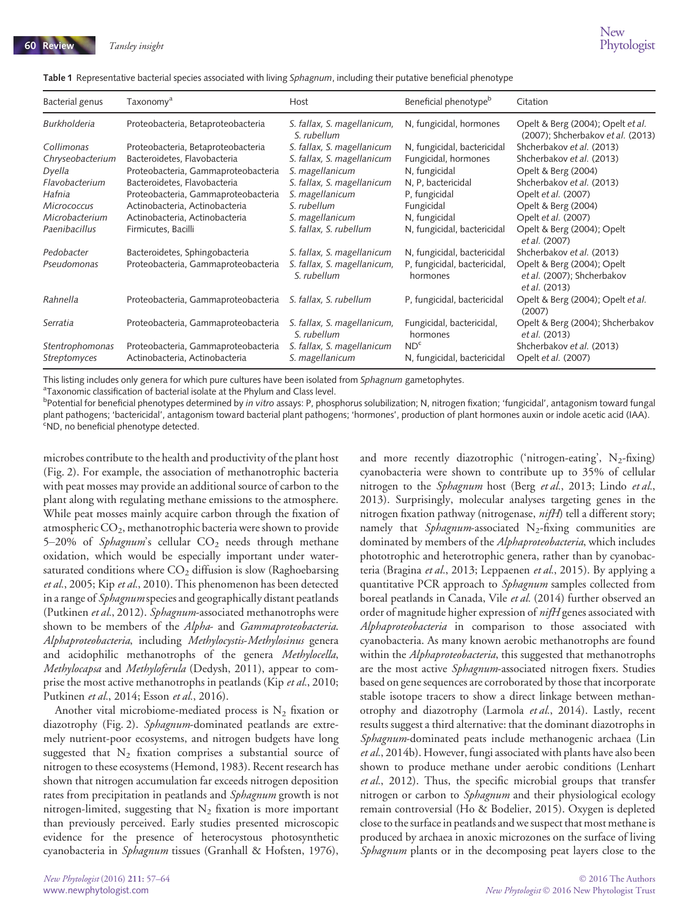**Table 1** Representative bacterial species associated with living *Sphagnum*, including their putative beneficial phenotype

| Bacterial genus | Taxonomy[a] | Host | Beneficial phenotype[b] | Citation |
|---|---|---|---|---|
| *Burkholderia* | Proteobacteria, Betaproteobacteria | *S. fallax, S. magellanicum, S. rubellum* | N, fungicidal, hormones | Opelt & Berg (2004); Opelt *et al.* (2007); Shcherbakov *et al.* (2013) |
| *Collimonas* | Proteobacteria, Betaproteobacteria | *S. fallax, S. magellanicum* | N, fungicidal, bactericidal | Shcherbakov *et al.* (2013) |
| *Chryseobacterium* | Bacteroidetes, Flavobacteria | *S. fallax, S. magellanicum* | Fungicidal, hormones | Shcherbakov *et al.* (2013) |
| *Dyella* | Proteobacteria, Gammaproteobacteria | *S. magellanicum* | N, fungicidal | Opelt & Berg (2004) |
| *Flavobacterium* | Bacteroidetes, Flavobacteria | *S. fallax, S. magellanicum* | N, P, bactericidal | Shcherbakov *et al.* (2013) |
| *Hafnia* | Proteobacteria, Gammaproteobacteria | *S. magellanicum* | P, fungicidal | Opelt *et al.* (2007) |
| *Micrococcus* | Actinobacteria, Actinobacteria | *S. rubellum* | Fungicidal | Opelt & Berg (2004) |
| *Microbacterium* | Actinobacteria, Actinobacteria | *S. magellanicum* | N, fungicidal | Opelt *et al.* (2007) |
| *Paenibacillus* | Firmicutes, Bacilli | *S. fallax, S. rubellum* | N, fungicidal, bactericidal | Opelt & Berg (2004); Opelt *et al.* (2007) |
| *Pedobacter* | Bacteroidetes, Sphingobacteria | *S. fallax, S. magellanicum* | N, fungicidal, bactericidal | Shcherbakov *et al.* (2013) |
| *Pseudomonas* | Proteobacteria, Gammaproteobacteria | *S. fallax, S. magellanicum, S. rubellum* | P, fungicidal, bactericidal, hormones | Opelt & Berg (2004); Opelt *et al.* (2007); Shcherbakov *et al.* (2013) |
| *Rahnella* | Proteobacteria, Gammaproteobacteria | *S. fallax, S. rubellum* | P, fungicidal, bactericidal | Opelt & Berg (2004); Opelt *et al.* (2007) |
| *Serratia* | Proteobacteria, Gammaproteobacteria | *S. fallax, S. magellanicum, S. rubellum* | Fungicidal, bactericidal, hormones | Opelt & Berg (2004); Shcherbakov *et al.* (2013) |
| *Stentrophomonas* | Proteobacteria, Gammaproteobacteria | *S. fallax, S. magellanicum* | ND[c] | Shcherbakov *et al.* (2013) |
| *Streptomyces* | Actinobacteria, Actinobacteria | *S. magellanicum* | N, fungicidal, bactericidal | Opelt *et al.* (2007) |

This listing includes only genera for which pure cultures have been isolated from *Sphagnum* gametophytes.
[a]Taxonomic classification of bacterial isolate at the Phylum and Class level.
[b]Potential for beneficial phenotypes determined by *in vitro* assays: P, phosphorus solubilization; N, nitrogen fixation; 'fungicidal', antagonism toward fungal plant pathogens; 'bactericidal', antagonism toward bacterial plant pathogens; 'hormones', production of plant hormones auxin or indole acetic acid (IAA).
[c]ND, no beneficial phenotype detected.

microbes contribute to the health and productivity of the plant host (Fig. 2). For example, the association of methanotrophic bacteria with peat mosses may provide an additional source of carbon to the plant along with regulating methane emissions to the atmosphere. While peat mosses mainly acquire carbon through the fixation of atmospheric $CO_2$, methanotrophic bacteria were shown to provide 5–20% of *Sphagnum*'s cellular $CO_2$ needs through methane oxidation, which would be especially important under water-saturated conditions where $CO_2$ diffusion is slow (Raghoebarsing *et al.*, 2005; Kip *et al.*, 2010). This phenomenon has been detected in a range of *Sphagnum* species and geographically distant peatlands (Putkinen *et al.*, 2012). *Sphagnum*-associated methanotrophs were shown to be members of the *Alpha*- and *Gammaproteobacteria*. *Alphaproteobacteria*, including *Methylocystis-Methylosinus* genera and acidophilic methanotrophs of the genera *Methylocella*, *Methylocapsa* and *Methyloferula* (Dedysh, 2011), appear to comprise the most active methanotrophs in peatlands (Kip *et al.*, 2010; Putkinen *et al.*, 2014; Esson *et al.*, 2016).

Another vital microbiome-mediated process is $N_2$ fixation or diazotrophy (Fig. 2). *Sphagnum*-dominated peatlands are extremely nutrient-poor ecosystems, and nitrogen budgets have long suggested that $N_2$ fixation comprises a substantial source of nitrogen to these ecosystems (Hemond, 1983). Recent research has shown that nitrogen accumulation far exceeds nitrogen deposition rates from precipitation in peatlands and *Sphagnum* growth is not nitrogen-limited, suggesting that $N_2$ fixation is more important than previously perceived. Early studies presented microscopic evidence for the presence of heterocystous photosynthetic cyanobacteria in *Sphagnum* tissues (Granhall & Hofsten, 1976), and more recently diazotrophic ('nitrogen-eating', $N_2$-fixing) cyanobacteria were shown to contribute up to 35% of cellular nitrogen to the *Sphagnum* host (Berg *et al.*, 2013; Lindo *et al.*, 2013). Surprisingly, molecular analyses targeting genes in the nitrogen fixation pathway (nitrogenase, *nifH*) tell a different story; namely that *Sphagnum*-associated $N_2$-fixing communities are dominated by members of the *Alphaproteobacteria*, which includes phototrophic and heterotrophic genera, rather than by cyanobacteria (Bragina *et al.*, 2013; Leppaenen *et al.*, 2015). By applying a quantitative PCR approach to *Sphagnum* samples collected from boreal peatlands in Canada, Vile *et al.* (2014) further observed an order of magnitude higher expression of *nifH* genes associated with *Alphaproteobacteria* in comparison to those associated with cyanobacteria. As many known aerobic methanotrophs are found within the *Alphaproteobacteria*, this suggested that methanotrophs are the most active *Sphagnum*-associated nitrogen fixers. Studies based on gene sequences are corroborated by those that incorporate stable isotope tracers to show a direct linkage between methanotrophy and diazotrophy (Larmola *et al.*, 2014). Lastly, recent results suggest a third alternative: that the dominant diazotrophs in *Sphagnum*-dominated peats include methanogenic archaea (Lin *et al.*, 2014b). However, fungi associated with plants have also been shown to produce methane under aerobic conditions (Lenhart *et al.*, 2012). Thus, the specific microbial groups that transfer nitrogen or carbon to *Sphagnum* and their physiological ecology remain controversial (Ho & Bodelier, 2015). Oxygen is depleted close to the surface in peatlands and we suspect that most methane is produced by archaea in anoxic microzones on the surface of living *Sphagnum* plants or in the decomposing peat layers close to the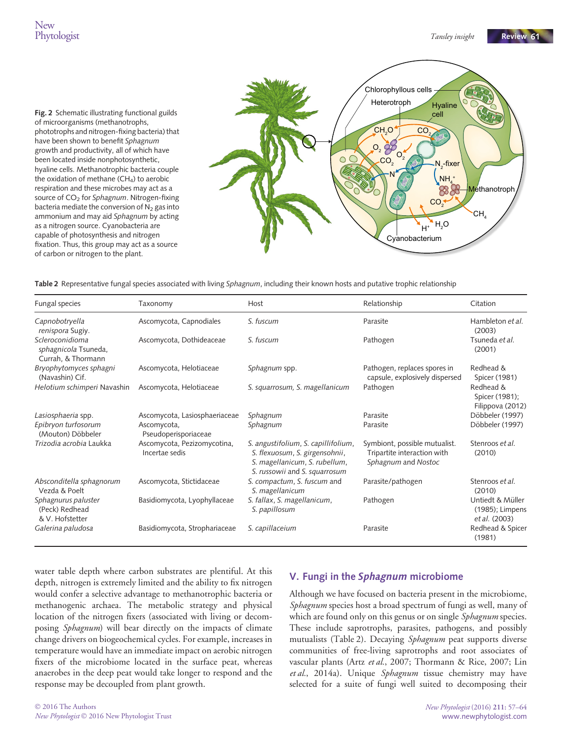**Fig. 2** Schematic illustrating functional guilds of microorganisms (methanotrophs, phototrophs and nitrogen-fixing bacteria) that have been shown to benefit *Sphagnum* growth and productivity, all of which have been located inside nonphotosynthetic, hyaline cells. Methanotrophic bacteria couple the oxidation of methane ($CH_4$) to aerobic respiration and these microbes may act as a source of $CO_2$ for *Sphagnum*. Nitrogen-fixing bacteria mediate the conversion of $N_2$ gas into ammonium and may aid *Sphagnum* by acting as a nitrogen source. Cyanobacteria are capable of photosynthesis and nitrogen fixation. Thus, this group may act as a source of carbon or nitrogen to the plant.

**Table 2** Representative fungal species associated with living *Sphagnum*, including their known hosts and putative trophic relationship

| Fungal species | Taxonomy | Host | Relationship | Citation |
|---|---|---|---|---|
| *Capnobotryella renispora* Sugiy. | Ascomycota, Capnodiales | *S. fuscum* | Parasite | Hambleton *et al.* (2003) |
| *Scleroconidioma sphagnicola* Tsuneda, Currah, & Thormann | Ascomycota, Dothideaceae | *S. fuscum* | Pathogen | Tsuneda *et al.* (2001) |
| *Bryophytomyces sphagni* (Navashin) Cif. | Ascomycota, Helotiaceae | *Sphagnum* spp. | Pathogen, replaces spores in capsule, explosively dispersed | Redhead & Spicer (1981) |
| *Helotium schimperi* Navashin | Ascomycota, Helotiaceae | *S. squarrosum*, *S. magellanicum* | Pathogen | Redhead & Spicer (1981); Filippova (2012) |
| *Lasiosphaeria* spp. | Ascomycota, Lasiosphaeriaceae | *Sphagnum* | Parasite | Döbbeler (1997) |
| *Epibryon turfosorum* (Mouton) Döbbeler | Ascomycota, Pseudoperisporiaceae | *Sphagnum* | Parasite | Döbbeler (1997) |
| *Trizodia acrobia* Laukka | Ascomycota, Pezizomycotina, Incertae sedis | *S. angustifolium*, *S. capillifolium*, *S. flexuosum*, *S. girgensohnii*, *S. magellanicum*, *S. rubellum*, *S. russowii* and *S. squarrosum* | Symbiont, possible mutualist. Tripartite interaction with *Sphagnum* and *Nostoc* | Stenroos *et al.* (2010) |
| *Absconditella sphagnorum* Vezda & Poelt | Ascomycota, Stictidaceae | *S. compactum*, *S. fuscum* and *S. magellanicum* | Parasite/pathogen | Stenroos *et al.* (2010) |
| *Sphagnurus paluster* (Peck) Redhead & V. Hofstetter | Basidiomycota, Lyophyllaceae | *S. fallax*, *S. magellanicum*, *S. papillosum* | Pathogen | Untiedt & Müller (1985); Limpens *et al.* (2003) |
| *Galerina paludosa* | Basidiomycota, Strophariaceae | *S. capillaceium* | Parasite | Redhead & Spicer (1981) |

water table depth where carbon substrates are plentiful. At this depth, nitrogen is extremely limited and the ability to fix nitrogen would confer a selective advantage to methanotrophic bacteria or methanogenic archaea. The metabolic strategy and physical location of the nitrogen fixers (associated with living or decomposing *Sphagnum*) will bear directly on the impacts of climate change drivers on biogeochemical cycles. For example, increases in temperature would have an immediate impact on aerobic nitrogen fixers of the microbiome located in the surface peat, whereas anaerobes in the deep peat would take longer to respond and the response may be decoupled from plant growth.

## V. Fungi in the *Sphagnum* microbiome

Although we have focused on bacteria present in the microbiome, *Sphagnum* species host a broad spectrum of fungi as well, many of which are found only on this genus or on single *Sphagnum* species. These include saprotrophs, parasites, pathogens, and possibly mutualists (Table 2). Decaying *Sphagnum* peat supports diverse communities of free-living saprotrophs and root associates of vascular plants (Artz *et al.*, 2007; Thormann & Rice, 2007; Lin *et al.*, 2014a). Unique *Sphagnum* tissue chemistry may have selected for a suite of fungi well suited to decomposing their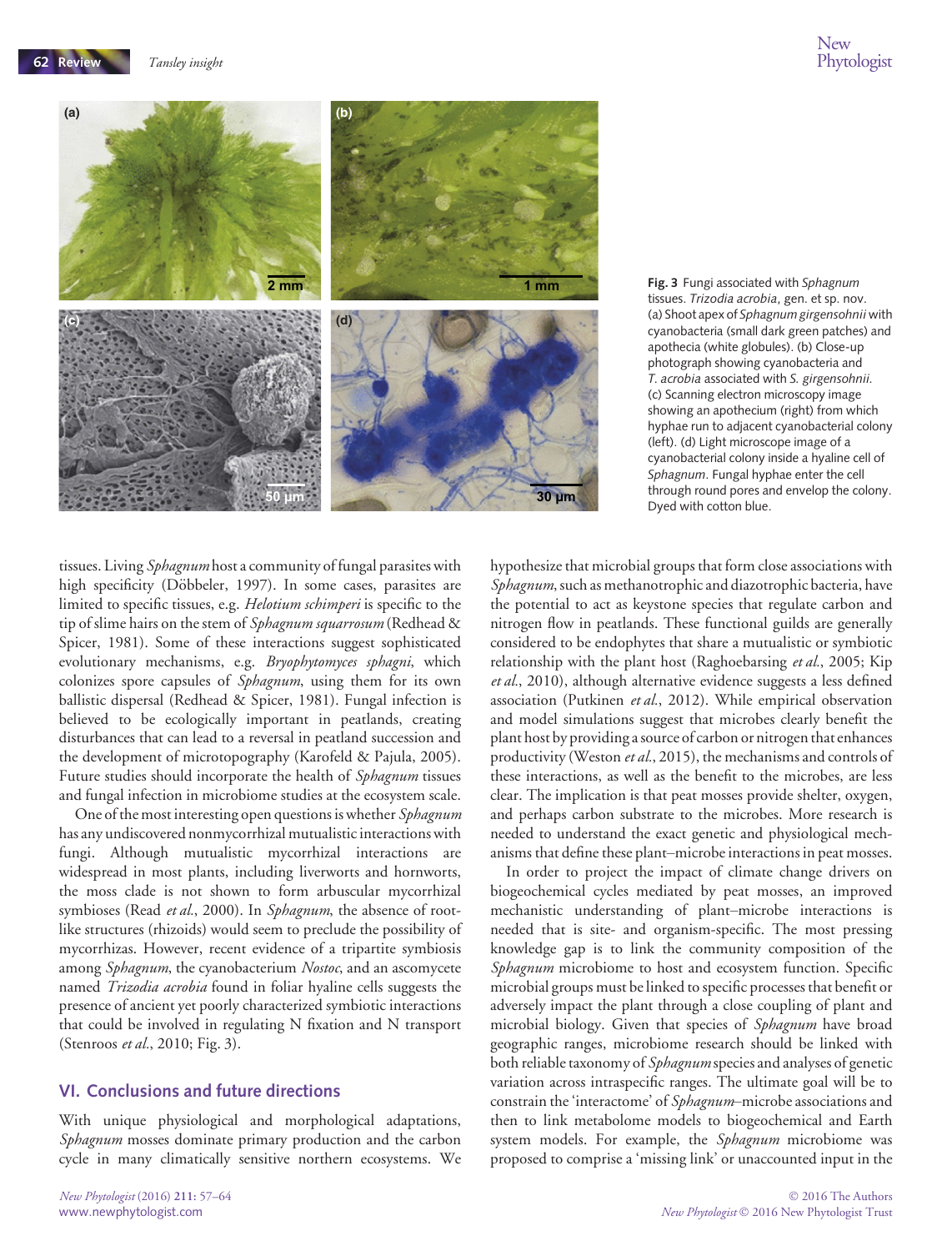Fig. 3 Fungi associated with *Sphagnum* tissues. *Trizodia acrobia*, gen. et sp. nov. (a) Shoot apex of *Sphagnum girgensohnii* with cyanobacteria (small dark green patches) and apothecia (white globules). (b) Close-up photograph showing cyanobacteria and *T. acrobia* associated with *S. girgensohnii*. (c) Scanning electron microscopy image showing an apothecium (right) from which hyphae run to adjacent cyanobacterial colony (left). (d) Light microscope image of a cyanobacterial colony inside a hyaline cell of *Sphagnum*. Fungal hyphae enter the cell through round pores and envelop the colony. Dyed with cotton blue.

tissues. Living *Sphagnum* host a community of fungal parasites with high specificity (Döbbeler, 1997). In some cases, parasites are limited to specific tissues, e.g. *Helotium schimperi* is specific to the tip of slime hairs on the stem of *Sphagnum squarrosum* (Redhead & Spicer, 1981). Some of these interactions suggest sophisticated evolutionary mechanisms, e.g. *Bryophytomyces sphagni*, which colonizes spore capsules of *Sphagnum*, using them for its own ballistic dispersal (Redhead & Spicer, 1981). Fungal infection is believed to be ecologically important in peatlands, creating disturbances that can lead to a reversal in peatland succession and the development of microtopography (Karofeld & Pajula, 2005). Future studies should incorporate the health of *Sphagnum* tissues and fungal infection in microbiome studies at the ecosystem scale.

One of the most interesting open questions is whether *Sphagnum* has any undiscovered nonmycorrhizal mutualistic interactions with fungi. Although mutualistic mycorrhizal interactions are widespread in most plants, including liverworts and hornworts, the moss clade is not shown to form arbuscular mycorrhizal symbioses (Read *et al.*, 2000). In *Sphagnum*, the absence of root-like structures (rhizoids) would seem to preclude the possibility of mycorrhizas. However, recent evidence of a tripartite symbiosis among *Sphagnum*, the cyanobacterium *Nostoc*, and an ascomycete named *Trizodia acrobia* found in foliar hyaline cells suggests the presence of ancient yet poorly characterized symbiotic interactions that could be involved in regulating N fixation and N transport (Stenroos *et al.*, 2010; Fig. 3).

## VI. Conclusions and future directions

With unique physiological and morphological adaptations, *Sphagnum* mosses dominate primary production and the carbon cycle in many climatically sensitive northern ecosystems. We hypothesize that microbial groups that form close associations with *Sphagnum*, such as methanotrophic and diazotrophic bacteria, have the potential to act as keystone species that regulate carbon and nitrogen flow in peatlands. These functional guilds are generally considered to be endophytes that share a mutualistic or symbiotic relationship with the plant host (Raghoebarsing *et al.*, 2005; Kip *et al.*, 2010), although alternative evidence suggests a less defined association (Putkinen *et al.*, 2012). While empirical observation and model simulations suggest that microbes clearly benefit the plant host by providing a source of carbon or nitrogen that enhances productivity (Weston *et al.*, 2015), the mechanisms and controls of these interactions, as well as the benefit to the microbes, are less clear. The implication is that peat mosses provide shelter, oxygen, and perhaps carbon substrate to the microbes. More research is needed to understand the exact genetic and physiological mechanisms that define these plant–microbe interactions in peat mosses.

In order to project the impact of climate change drivers on biogeochemical cycles mediated by peat mosses, an improved mechanistic understanding of plant–microbe interactions is needed that is site- and organism-specific. The most pressing knowledge gap is to link the community composition of the *Sphagnum* microbiome to host and ecosystem function. Specific microbial groups must be linked to specific processes that benefit or adversely impact the plant through a close coupling of plant and microbial biology. Given that species of *Sphagnum* have broad geographic ranges, microbiome research should be linked with both reliable taxonomy of *Sphagnum* species and analyses of genetic variation across intraspecific ranges. The ultimate goal will be to constrain the 'interactome' of *Sphagnum*–microbe associations and then to link metabolome models to biogeochemical and Earth system models. For example, the *Sphagnum* microbiome was proposed to comprise a 'missing link' or unaccounted input in the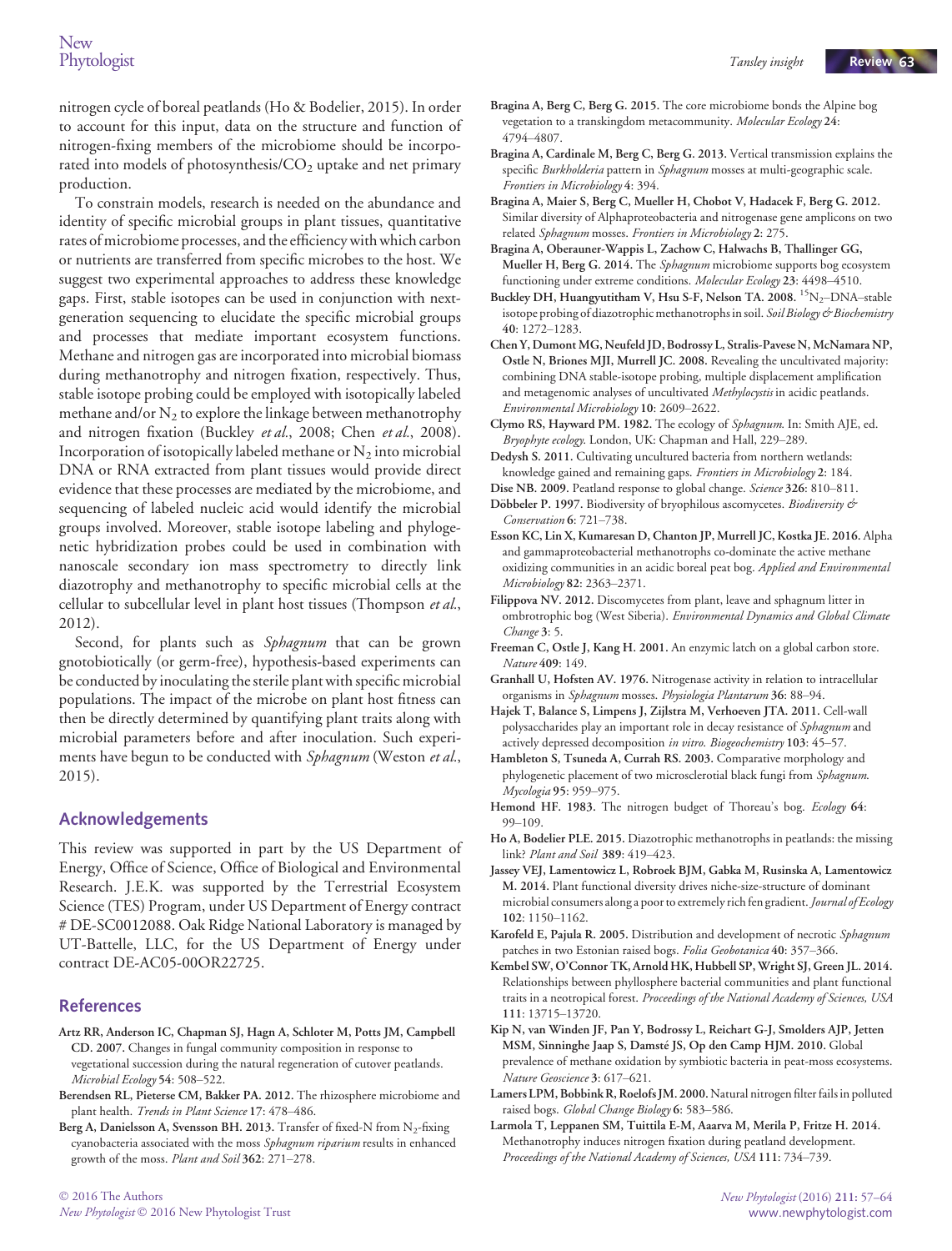nitrogen cycle of boreal peatlands (Ho & Bodelier, 2015). In order to account for this input, data on the structure and function of nitrogen-fixing members of the microbiome should be incorporated into models of photosynthesis/$CO_2$ uptake and net primary production.

To constrain models, research is needed on the abundance and identity of specific microbial groups in plant tissues, quantitative rates of microbiome processes, and the efficiency with which carbon or nutrients are transferred from specific microbes to the host. We suggest two experimental approaches to address these knowledge gaps. First, stable isotopes can be used in conjunction with next-generation sequencing to elucidate the specific microbial groups and processes that mediate important ecosystem functions. Methane and nitrogen gas are incorporated into microbial biomass during methanotrophy and nitrogen fixation, respectively. Thus, stable isotope probing could be employed with isotopically labeled methane and/or $N_2$ to explore the linkage between methanotrophy and nitrogen fixation (Buckley *et al.*, 2008; Chen *et al.*, 2008). Incorporation of isotopically labeled methane or $N_2$ into microbial DNA or RNA extracted from plant tissues would provide direct evidence that these processes are mediated by the microbiome, and sequencing of labeled nucleic acid would identify the microbial groups involved. Moreover, stable isotope labeling and phylogenetic hybridization probes could be used in combination with nanoscale secondary ion mass spectrometry to directly link diazotrophy and methanotrophy to specific microbial cells at the cellular to subcellular level in plant host tissues (Thompson *et al.*, 2012).

Second, for plants such as *Sphagnum* that can be grown gnotobiotically (or germ-free), hypothesis-based experiments can be conducted by inoculating the sterile plant with specific microbial populations. The impact of the microbe on plant host fitness can then be directly determined by quantifying plant traits along with microbial parameters before and after inoculation. Such experiments have begun to be conducted with *Sphagnum* (Weston *et al.*, 2015).

## Acknowledgements

This review was supported in part by the US Department of Energy, Office of Science, Office of Biological and Environmental Research. J.E.K. was supported by the Terrestrial Ecosystem Science (TES) Program, under US Department of Energy contract # DE-SC0012088. Oak Ridge National Laboratory is managed by UT-Battelle, LLC, for the US Department of Energy under contract DE-AC05-00OR22725.

## References

**Artz RR, Anderson IC, Chapman SJ, Hagn A, Schloter M, Potts JM, Campbell CD. 2007.** Changes in fungal community composition in response to vegetational succession during the natural regeneration of cutover peatlands. *Microbial Ecology* **54**: 508–522.

**Berendsen RL, Pieterse CM, Bakker PA. 2012.** The rhizosphere microbiome and plant health. *Trends in Plant Science* **17**: 478–486.

**Berg A, Danielsson A, Svensson BH. 2013.** Transfer of fixed-N from $N_2$-fixing cyanobacteria associated with the moss *Sphagnum riparium* results in enhanced growth of the moss. *Plant and Soil* **362**: 271–278.

**Bragina A, Berg C, Berg G. 2015.** The core microbiome bonds the Alpine bog vegetation to a transkingdom metacommunity. *Molecular Ecology* **24**: 4794–4807.

**Bragina A, Cardinale M, Berg C, Berg G. 2013.** Vertical transmission explains the specific *Burkholderia* pattern in *Sphagnum* mosses at multi-geographic scale. *Frontiers in Microbiology* **4**: 394.

**Bragina A, Maier S, Berg C, Mueller H, Chobot V, Hadacek F, Berg G. 2012.** Similar diversity of Alphaproteobacteria and nitrogenase gene amplicons on two related *Sphagnum* mosses. *Frontiers in Microbiology* **2**: 275.

**Bragina A, Oberauner-Wappis L, Zachow C, Halwachs B, Thallinger GG, Mueller H, Berg G. 2014.** The *Sphagnum* microbiome supports bog ecosystem functioning under extreme conditions. *Molecular Ecology* **23**: 4498–4510.

**Buckley DH, Huangyutitham V, Hsu S-F, Nelson TA. 2008.** $^{15}N_2$–DNA–stable isotope probing of diazotrophic methanotrophs in soil. *Soil Biology & Biochemistry* **40**: 1272–1283.

**Chen Y, Dumont MG, Neufeld JD, Bodrossy L, Stralis-Pavese N, McNamara NP, Ostle N, Briones MJI, Murrell JC. 2008.** Revealing the uncultivated majority: combining DNA stable-isotope probing, multiple displacement amplification and metagenomic analyses of uncultivated *Methylocystis* in acidic peatlands. *Environmental Microbiology* **10**: 2609–2622.

**Clymo RS, Hayward PM. 1982.** The ecology of *Sphagnum*. In: Smith AJE, ed. *Bryophyte ecology*. London, UK: Chapman and Hall, 229–289.

**Dedysh S. 2011.** Cultivating uncultured bacteria from northern wetlands: knowledge gained and remaining gaps. *Frontiers in Microbiology* **2**: 184.

**Dise NB. 2009.** Peatland response to global change. *Science* **326**: 810–811.

**Döbbeler P. 1997.** Biodiversity of bryophilous ascomycetes. *Biodiversity & Conservation* **6**: 721–738.

**Esson KC, Lin X, Kumaresan D, Chanton JP, Murrell JC, Kostka JE. 2016.** Alpha and gammaproteobacterial methanotrophs co-dominate the active methane oxidizing communities in an acidic boreal peat bog. *Applied and Environmental Microbiology* **82**: 2363–2371.

**Filippova NV. 2012.** Discomycetes from plant, leave and sphagnum litter in ombrotrophic bog (West Siberia). *Environmental Dynamics and Global Climate Change* **3**: 5.

**Freeman C, Ostle J, Kang H. 2001.** An enzymic latch on a global carbon store. *Nature* **409**: 149.

**Granhall U, Hofsten AV. 1976.** Nitrogenase activity in relation to intracellular organisms in *Sphagnum* mosses. *Physiologia Plantarum* **36**: 88–94.

**Hajek T, Balance S, Limpens J, Zijlstra M, Verhoeven JTA. 2011.** Cell-wall polysaccharides play an important role in decay resistance of *Sphagnum* and actively depressed decomposition *in vitro*. *Biogeochemistry* **103**: 45–57.

**Hambleton S, Tsuneda A, Currah RS. 2003.** Comparative morphology and phylogenetic placement of two microsclerotial black fungi from *Sphagnum*. *Mycologia* **95**: 959–975.

**Hemond HF. 1983.** The nitrogen budget of Thoreau's bog. *Ecology* **64**: 99–109.

**Ho A, Bodelier PLE. 2015.** Diazotrophic methanotrophs in peatlands: the missing link? *Plant and Soil* **389**: 419–423.

**Jassey VEJ, Lamentowicz L, Robroek BJM, Gabka M, Rusinska A, Lamentowicz M. 2014.** Plant functional diversity drives niche-size-structure of dominant microbial consumers along a poor to extremely rich fen gradient. *Journal of Ecology* **102**: 1150–1162.

**Karofeld E, Pajula R. 2005.** Distribution and development of necrotic *Sphagnum* patches in two Estonian raised bogs. *Folia Geobotanica* **40**: 357–366.

**Kembel SW, O'Connor TK, Arnold HK, Hubbell SP, Wright SJ, Green JL. 2014.** Relationships between phyllosphere bacterial communities and plant functional traits in a neotropical forest. *Proceedings of the National Academy of Sciences, USA* **111**: 13715–13720.

**Kip N, van Winden JF, Pan Y, Bodrossy L, Reichart G-J, Smolders AJP, Jetten MSM, Sinninghe Jaap S, Damsté JS, Op den Camp HJM. 2010.** Global prevalence of methane oxidation by symbiotic bacteria in peat-moss ecosystems. *Nature Geoscience* **3**: 617–621.

**Lamers LPM, Bobbink R, Roelofs JM. 2000.** Natural nitrogen filter fails in polluted raised bogs. *Global Change Biology* **6**: 583–586.

**Larmola T, Leppanen SM, Tuittila E-M, Aaarva M, Merila P, Fritze H. 2014.** Methanotrophy induces nitrogen fixation during peatland development. *Proceedings of the National Academy of Sciences, USA* **111**: 734–739.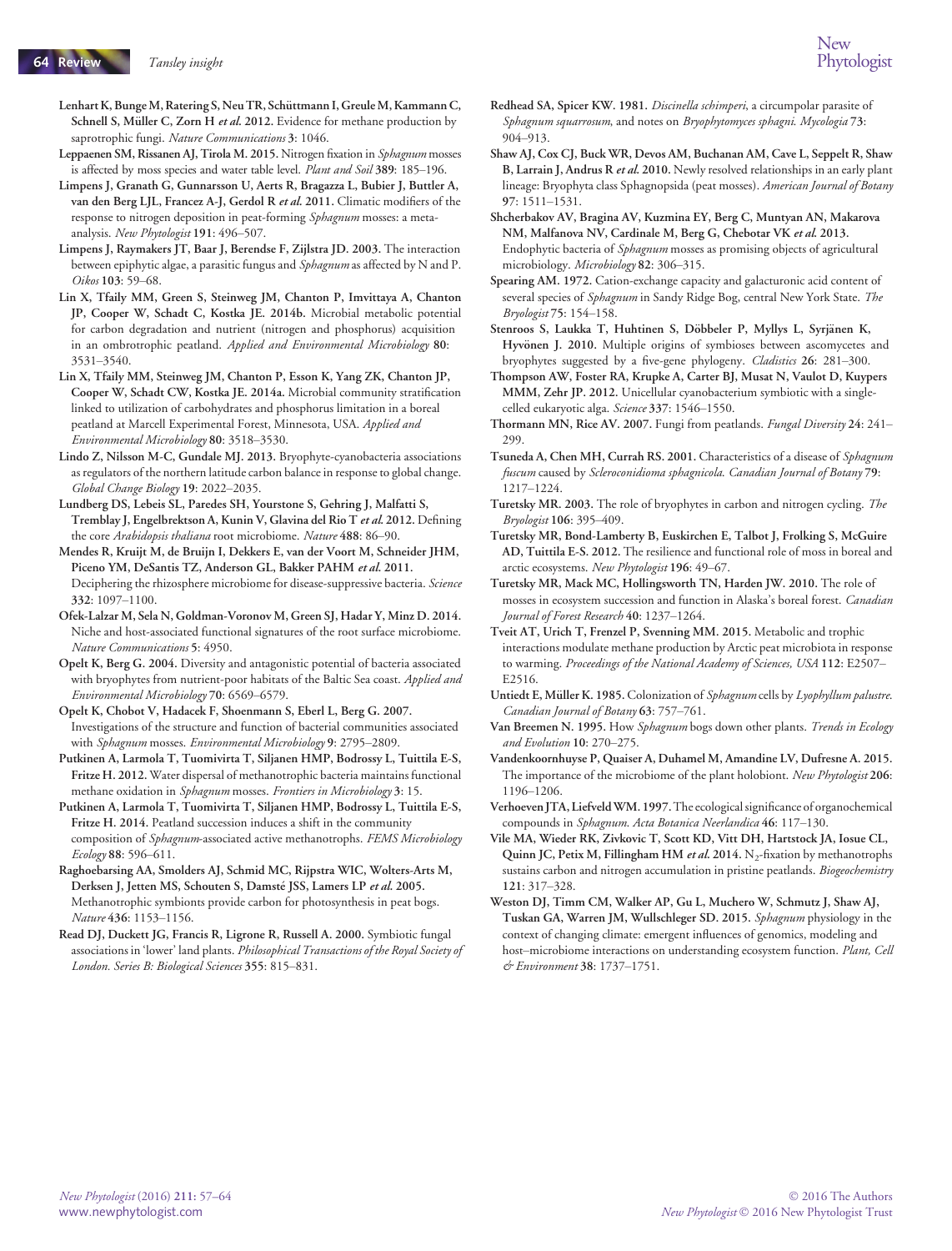**Lenhart K, Bunge M, Ratering S, Neu TR, Schüttmann I, Greule M, Kammann C, Schnell S, Müller C, Zorn H *et al.* 2012.** Evidence for methane production by saprotrophic fungi. *Nature Communications* **3**: 1046.

**Leppaenen SM, Rissanen AJ, Tirola M. 2015.** Nitrogen fixation in *Sphagnum* mosses is affected by moss species and water table level. *Plant and Soil* **389**: 185–196.

**Limpens J, Granath G, Gunnarsson U, Aerts R, Bragazza L, Bubier J, Buttler A, van den Berg LJL, Francez A-J, Gerdol R *et al.* 2011.** Climatic modifiers of the response to nitrogen deposition in peat-forming *Sphagnum* mosses: a meta-analysis. *New Phytologist* **191**: 496–507.

**Limpens J, Raymakers JT, Baar J, Berendse F, Zijlstra JD. 2003.** The interaction between epiphytic algae, a parasitic fungus and *Sphagnum* as affected by N and P. *Oikos* **103**: 59–68.

**Lin X, Tfaily MM, Green S, Steinweg JM, Chanton P, Imvittaya A, Chanton JP, Cooper W, Schadt C, Kostka JE. 2014b.** Microbial metabolic potential for carbon degradation and nutrient (nitrogen and phosphorus) acquisition in an ombrotrophic peatland. *Applied and Environmental Microbiology* **80**: 3531–3540.

**Lin X, Tfaily MM, Steinweg JM, Chanton P, Esson K, Yang ZK, Chanton JP, Cooper W, Schadt CW, Kostka JE. 2014a.** Microbial community stratification linked to utilization of carbohydrates and phosphorus limitation in a boreal peatland at Marcell Experimental Forest, Minnesota, USA. *Applied and Environmental Microbiology* **80**: 3518–3530.

**Lindo Z, Nilsson M-C, Gundale MJ. 2013.** Bryophyte-cyanobacteria associations as regulators of the northern latitude carbon balance in response to global change. *Global Change Biology* **19**: 2022–2035.

**Lundberg DS, Lebeis SL, Paredes SH, Yourstone S, Gehring J, Malfatti S, Tremblay J, Engelbrektson A, Kunin V, Glavina del Rio T *et al.* 2012.** Defining the core *Arabidopsis thaliana* root microbiome. *Nature* **488**: 86–90.

**Mendes R, Kruijt M, de Bruijn I, Dekkers E, van der Voort M, Schneider JHM, Piceno YM, DeSantis TZ, Anderson GL, Bakker PAHM *et al.* 2011.** Deciphering the rhizosphere microbiome for disease-suppressive bacteria. *Science* **332**: 1097–1100.

**Ofek-Lalzar M, Sela N, Goldman-Voronov M, Green SJ, Hadar Y, Minz D. 2014.** Niche and host-associated functional signatures of the root surface microbiome. *Nature Communications* **5**: 4950.

**Opelt K, Berg G. 2004.** Diversity and antagonistic potential of bacteria associated with bryophytes from nutrient-poor habitats of the Baltic Sea coast. *Applied and Environmental Microbiology* **70**: 6569–6579.

**Opelt K, Chobot V, Hadacek F, Shoenmann S, Eberl L, Berg G. 2007.** Investigations of the structure and function of bacterial communities associated with *Sphagnum* mosses. *Environmental Microbiology* **9**: 2795–2809.

**Putkinen A, Larmola T, Tuomivirta T, Siljanen HMP, Bodrossy L, Tuittila E-S, Fritze H. 2012.** Water dispersal of methanotrophic bacteria maintains functional methane oxidation in *Sphagnum* mosses. *Frontiers in Microbiology* **3**: 15.

**Putkinen A, Larmola T, Tuomivirta T, Siljanen HMP, Bodrossy L, Tuittila E-S, Fritze H. 2014.** Peatland succession induces a shift in the community composition of *Sphagnum*-associated active methanotrophs. *FEMS Microbiology Ecology* **88**: 596–611.

**Raghoebarsing AA, Smolders AJ, Schmid MC, Rijpstra WIC, Wolters-Arts M, Derksen J, Jetten MS, Schouten S, Damsté JSS, Lamers LP *et al.* 2005.** Methanotrophic symbionts provide carbon for photosynthesis in peat bogs. *Nature* **436**: 1153–1156.

**Read DJ, Duckett JG, Francis R, Ligrone R, Russell A. 2000.** Symbiotic fungal associations in 'lower' land plants. *Philosophical Transactions of the Royal Society of London. Series B: Biological Sciences* **355**: 815–831.

**Redhead SA, Spicer KW. 1981.** *Discinella schimperi*, a circumpolar parasite of *Sphagnum squarrosum*, and notes on *Bryophytomyces sphagni*. *Mycologia* **73**: 904–913.

**Shaw AJ, Cox CJ, Buck WR, Devos AM, Buchanan AM, Cave L, Seppelt R, Shaw B, Larrain J, Andrus R *et al.* 2010.** Newly resolved relationships in an early plant lineage: Bryophyta class Sphagnopsida (peat mosses). *American Journal of Botany* **97**: 1511–1531.

**Shcherbakov AV, Bragina AV, Kuzmina EY, Berg C, Muntyan AN, Makarova NM, Malfanova NV, Cardinale M, Berg G, Chebotar VK *et al.* 2013.** Endophytic bacteria of *Sphagnum* mosses as promising objects of agricultural microbiology. *Microbiology* **82**: 306–315.

**Spearing AM. 1972.** Cation-exchange capacity and galacturonic acid content of several species of *Sphagnum* in Sandy Ridge Bog, central New York State. *The Bryologist* **75**: 154–158.

**Stenroos S, Laukka T, Huhtinen S, Döbbeler P, Myllys L, Syrjänen K, Hyvönen J. 2010.** Multiple origins of symbioses between ascomycetes and bryophytes suggested by a five-gene phylogeny. *Cladistics* **26**: 281–300.

**Thompson AW, Foster RA, Krupke A, Carter BJ, Musat N, Vaulot D, Kuypers MMM, Zehr JP. 2012.** Unicellular cyanobacterium symbiotic with a single-celled eukaryotic alga. *Science* **337**: 1546–1550.

**Thormann MN, Rice AV. 2007.** Fungi from peatlands. *Fungal Diversity* **24**: 241–299.

**Tsuneda A, Chen MH, Currah RS. 2001.** Characteristics of a disease of *Sphagnum fuscum* caused by *Scleroconidioma sphagnicola*. *Canadian Journal of Botany* **79**: 1217–1224.

**Turetsky MR. 2003.** The role of bryophytes in carbon and nitrogen cycling. *The Bryologist* **106**: 395–409.

**Turetsky MR, Bond-Lamberty B, Euskirchen E, Talbot J, Frolking S, McGuire AD, Tuittila E-S. 2012.** The resilience and functional role of moss in boreal and arctic ecosystems. *New Phytologist* **196**: 49–67.

**Turetsky MR, Mack MC, Hollingsworth TN, Harden JW. 2010.** The role of mosses in ecosystem succession and function in Alaska's boreal forest. *Canadian Journal of Forest Research* **40**: 1237–1264.

**Tveit AT, Urich T, Frenzel P, Svenning MM. 2015.** Metabolic and trophic interactions modulate methane production by Arctic peat microbiota in response to warming. *Proceedings of the National Academy of Sciences, USA* **112**: E2507–E2516.

**Untiedt E, Müller K. 1985.** Colonization of *Sphagnum* cells by *Lyophyllum palustre*. *Canadian Journal of Botany* **63**: 757–761.

**Van Breemen N. 1995.** How *Sphagnum* bogs down other plants. *Trends in Ecology and Evolution* **10**: 270–275.

**Vandenkoornhuyse P, Quaiser A, Duhamel M, Amandine LV, Dufresne A. 2015.** The importance of the microbiome of the plant holobiont. *New Phytologist* **206**: 1196–1206.

**Verhoeven JTA, Liefveld WM. 1997.** The ecological significance of organochemical compounds in *Sphagnum*. *Acta Botanica Neerlandica* **46**: 117–130.

**Vile MA, Wieder RK, Zivkovic T, Scott KD, Vitt DH, Hartstock JA, Iosue CL, Quinn JC, Petix M, Fillingham HM *et al.* 2014.** $N_2$-fixation by methanotrophs sustains carbon and nitrogen accumulation in pristine peatlands. *Biogeochemistry* **121**: 317–328.

**Weston DJ, Timm CM, Walker AP, Gu L, Muchero W, Schmutz J, Shaw AJ, Tuskan GA, Warren JM, Wullschleger SD. 2015.** *Sphagnum* physiology in the context of changing climate: emergent influences of genomics, modeling and host–microbiome interactions on understanding ecosystem function. *Plant, Cell & Environment* **38**: 1737–1751.